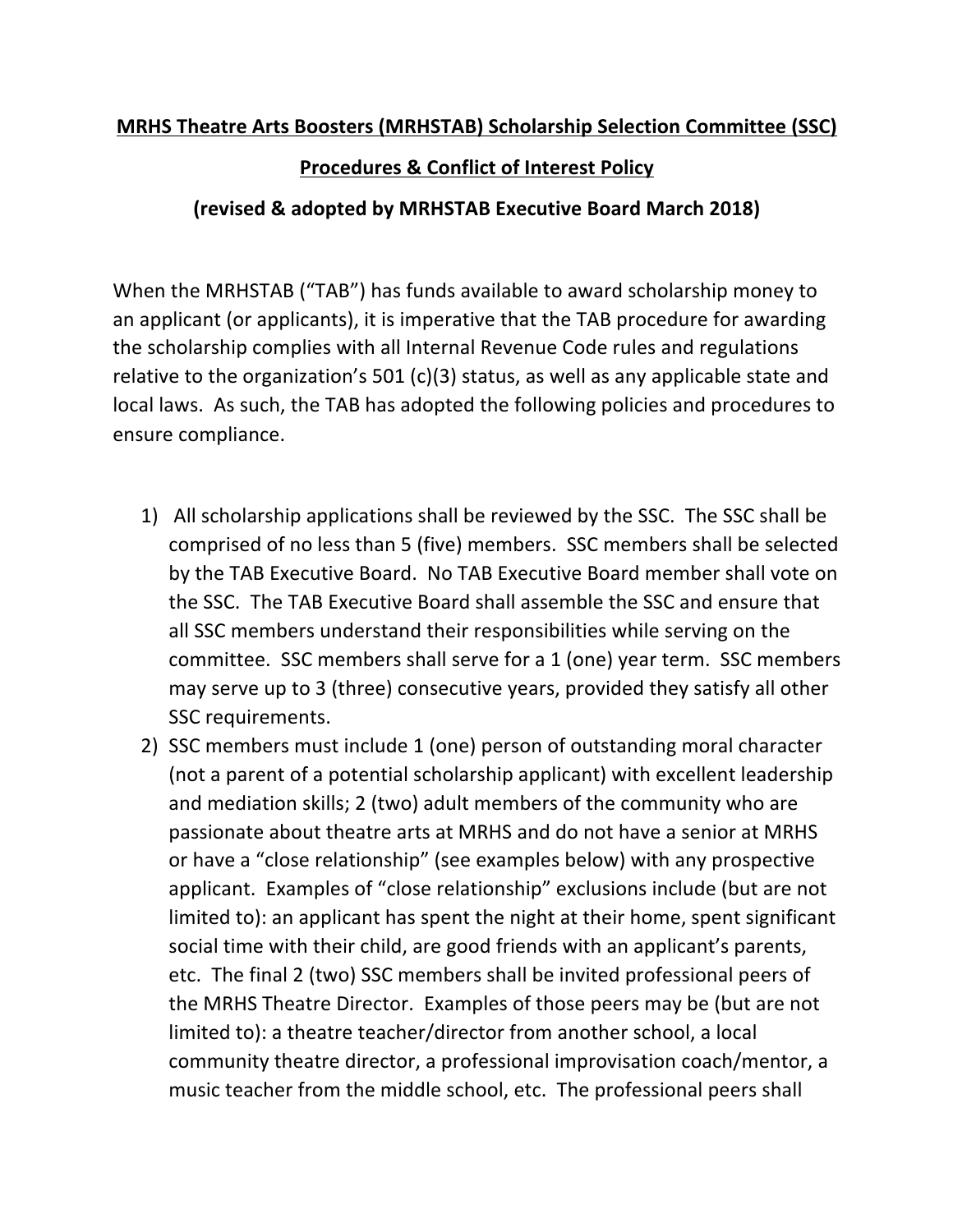**MRHS Theatre Arts Boosters (MRHSTAB) Scholarship Selection Committee (SSC)**

**Procedures & Conflict of Interest Policy**

**(revised & adopted by MRHSTAB Executive Board March 2018)**

When the MRHSTAB ("TAB") has funds available to award scholarship money to an applicant (or applicants), it is imperative that the TAB procedure for awarding the scholarship complies with all Internal Revenue Code rules and regulations relative to the organization's 501 (c)(3) status, as well as any applicable state and local laws. As such, the TAB has adopted the following policies and procedures to ensure compliance.

1) All scholarship applications shall be reviewed by the SSC. The SSC shall be comprised of no less than 5 (five) members. SSC members shall be selected by the TAB Executive Board. No TAB Executive Board member shall vote on the SSC. The TAB Executive Board shall assemble the SSC and ensure that all SSC members understand their responsibilities while serving on the committee. SSC members shall serve for a 1 (one) year term. SSC members may serve up to 3 (three) consecutive years, provided they satisfy all other SSC requirements.
2) SSC members must include 1 (one) person of outstanding moral character (not a parent of a potential scholarship applicant) with excellent leadership and mediation skills; 2 (two) adult members of the community who are passionate about theatre arts at MRHS and do not have a senior at MRHS or have a "close relationship" (see examples below) with any prospective applicant. Examples of "close relationship" exclusions include (but are not limited to): an applicant has spent the night at their home, spent significant social time with their child, are good friends with an applicant's parents, etc. The final 2 (two) SSC members shall be invited professional peers of the MRHS Theatre Director. Examples of those peers may be (but are not limited to): a theatre teacher/director from another school, a local community theatre director, a professional improvisation coach/mentor, a music teacher from the middle school, etc. The professional peers shall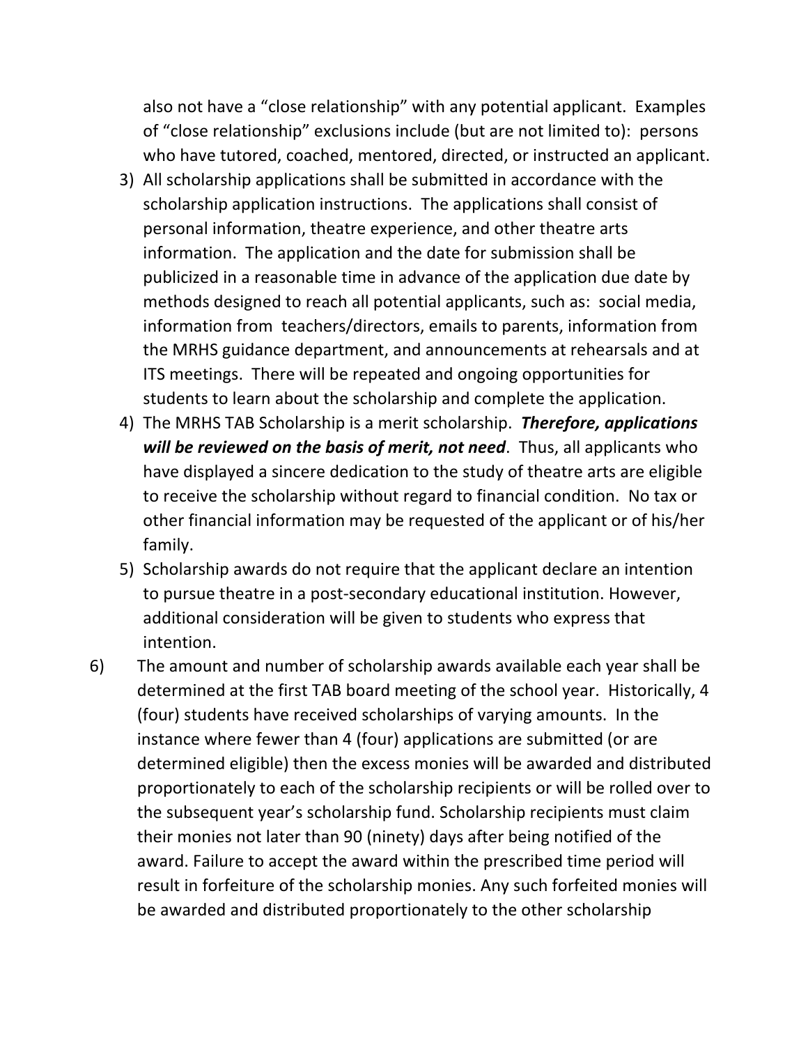also not have a "close relationship" with any potential applicant. Examples of "close relationship" exclusions include (but are not limited to): persons who have tutored, coached, mentored, directed, or instructed an applicant.

3) All scholarship applications shall be submitted in accordance with the scholarship application instructions. The applications shall consist of personal information, theatre experience, and other theatre arts information. The application and the date for submission shall be publicized in a reasonable time in advance of the application due date by methods designed to reach all potential applicants, such as: social media, information from teachers/directors, emails to parents, information from the MRHS guidance department, and announcements at rehearsals and at ITS meetings. There will be repeated and ongoing opportunities for students to learn about the scholarship and complete the application.
4) The MRHS TAB Scholarship is a merit scholarship. ***Therefore, applications will be reviewed on the basis of merit, not need***. Thus, all applicants who have displayed a sincere dedication to the study of theatre arts are eligible to receive the scholarship without regard to financial condition. No tax or other financial information may be requested of the applicant or of his/her family.
5) Scholarship awards do not require that the applicant declare an intention to pursue theatre in a post-secondary educational institution. However, additional consideration will be given to students who express that intention.
6) The amount and number of scholarship awards available each year shall be determined at the first TAB board meeting of the school year. Historically, 4 (four) students have received scholarships of varying amounts. In the instance where fewer than 4 (four) applications are submitted (or are determined eligible) then the excess monies will be awarded and distributed proportionately to each of the scholarship recipients or will be rolled over to the subsequent year's scholarship fund. Scholarship recipients must claim their monies not later than 90 (ninety) days after being notified of the award. Failure to accept the award within the prescribed time period will result in forfeiture of the scholarship monies. Any such forfeited monies will be awarded and distributed proportionately to the other scholarship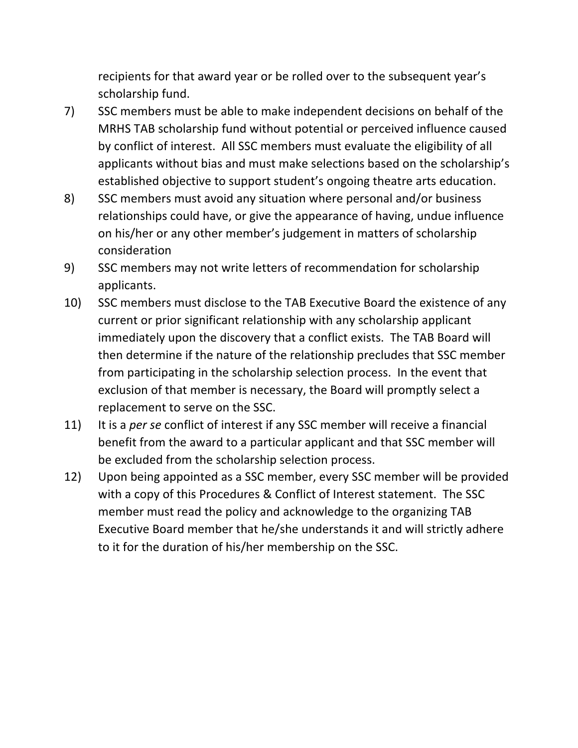recipients for that award year or be rolled over to the subsequent year's scholarship fund.

7) SSC members must be able to make independent decisions on behalf of the MRHS TAB scholarship fund without potential or perceived influence caused by conflict of interest. All SSC members must evaluate the eligibility of all applicants without bias and must make selections based on the scholarship's established objective to support student's ongoing theatre arts education.
8) SSC members must avoid any situation where personal and/or business relationships could have, or give the appearance of having, undue influence on his/her or any other member's judgement in matters of scholarship consideration
9) SSC members may not write letters of recommendation for scholarship applicants.
10) SSC members must disclose to the TAB Executive Board the existence of any current or prior significant relationship with any scholarship applicant immediately upon the discovery that a conflict exists. The TAB Board will then determine if the nature of the relationship precludes that SSC member from participating in the scholarship selection process. In the event that exclusion of that member is necessary, the Board will promptly select a replacement to serve on the SSC.
11) It is a *per se* conflict of interest if any SSC member will receive a financial benefit from the award to a particular applicant and that SSC member will be excluded from the scholarship selection process.
12) Upon being appointed as a SSC member, every SSC member will be provided with a copy of this Procedures & Conflict of Interest statement. The SSC member must read the policy and acknowledge to the organizing TAB Executive Board member that he/she understands it and will strictly adhere to it for the duration of his/her membership on the SSC.